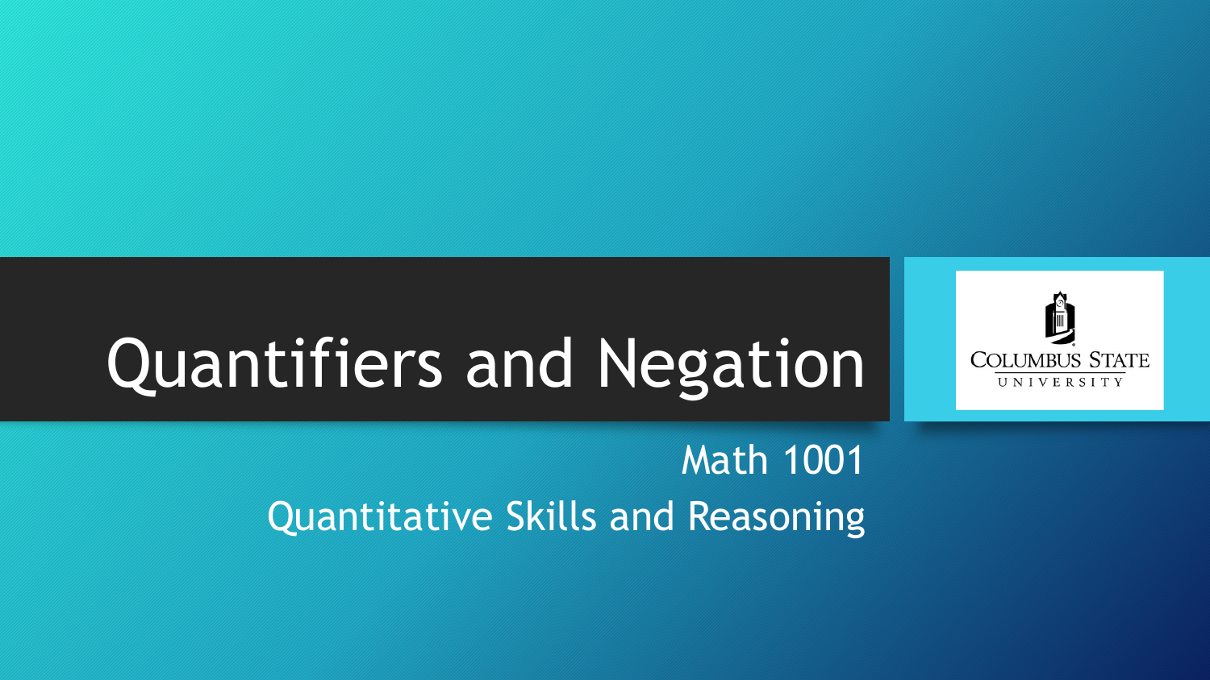# Quantifiers and Negation

Math 1001

Quantitative Skills and Reasoning

COLUMBUS STATE UNIVERSITY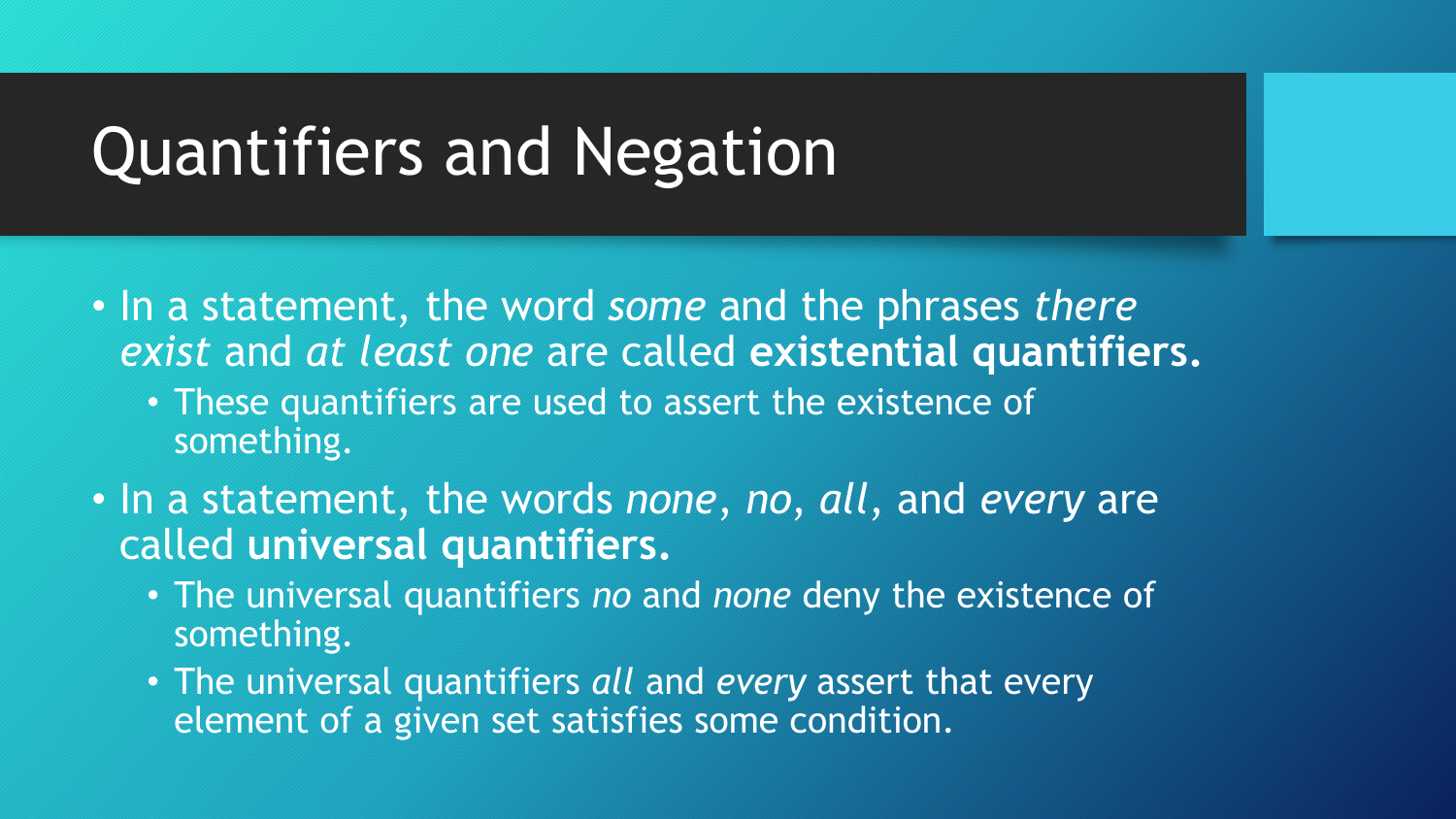# Quantifiers and Negation

- In a statement, the word *some* and the phrases *there exist* and *at least one* are called **existential quantifiers.**
  - These quantifiers are used to assert the existence of something.
- In a statement, the words *none*, *no*, *all*, and *every* are called **universal quantifiers.**
  - The universal quantifiers *no* and *none* deny the existence of something.
  - The universal quantifiers *all* and *every* assert that every element of a given set satisfies some condition.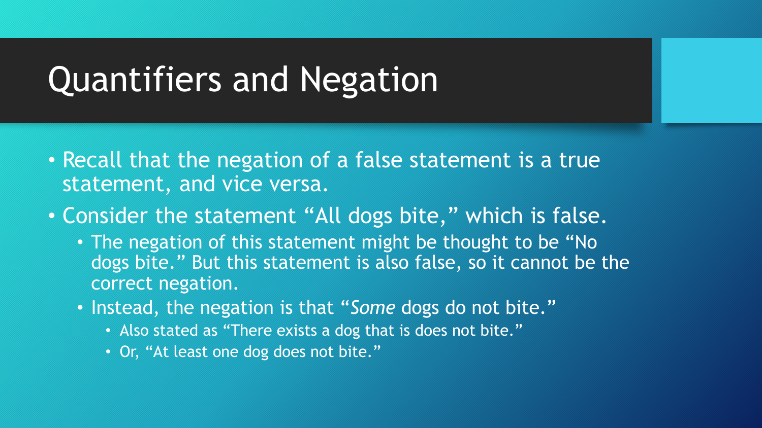# Quantifiers and Negation

- Recall that the negation of a false statement is a true statement, and vice versa.
- Consider the statement "All dogs bite," which is false.
  - The negation of this statement might be thought to be "No dogs bite." But this statement is also false, so it cannot be the correct negation.
  - Instead, the negation is that "*Some* dogs do not bite."
    - Also stated as "There exists a dog that is does not bite."
    - Or, "At least one dog does not bite."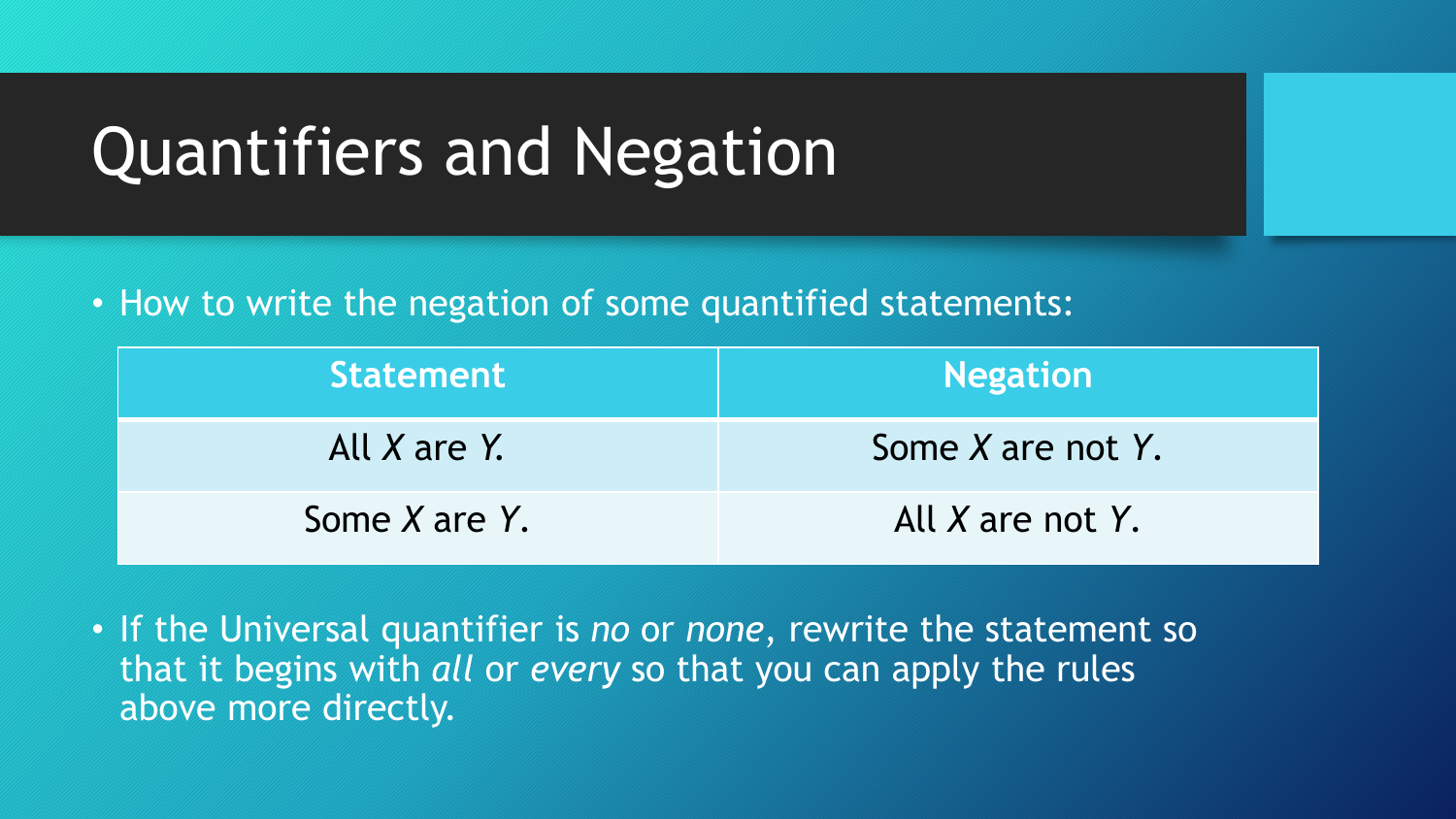# Quantifiers and Negation

- How to write the negation of some quantified statements:

| Statement | Negation |
| --- | --- |
| All *X* are *Y*. | Some *X* are not *Y*. |
| Some *X* are *Y*. | All *X* are not *Y*. |

- If the Universal quantifier is *no* or *none*, rewrite the statement so that it begins with *all* or *every* so that you can apply the rules above more directly.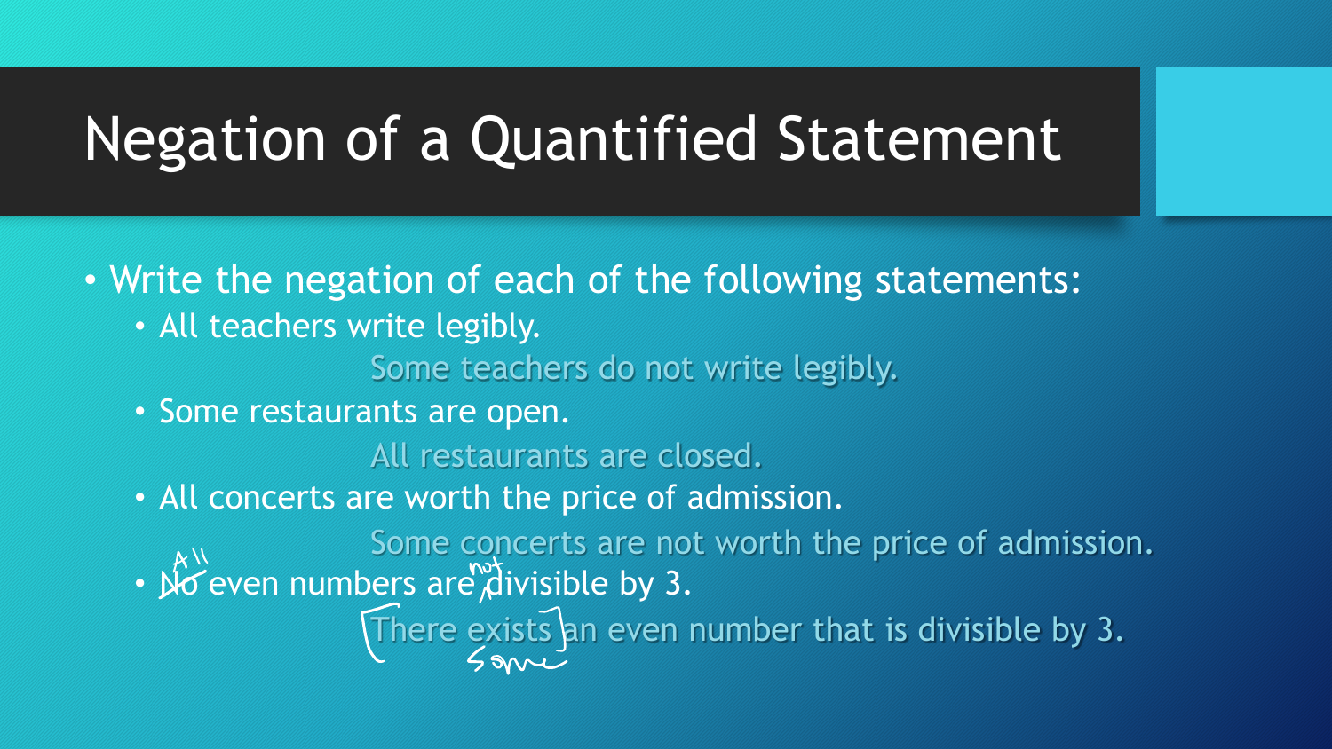# Negation of a Quantified Statement

- Write the negation of each of the following statements:
  - All teachers write legibly.

    Some teachers do not write legibly.
  - Some restaurants are open.

    All restaurants are closed.
  - All concerts are worth the price of admission.

    Some concerts are not worth the price of admission.
  - ~~No~~ All even numbers are not divisible by 3.

    There exists (Some) an even number that is divisible by 3.